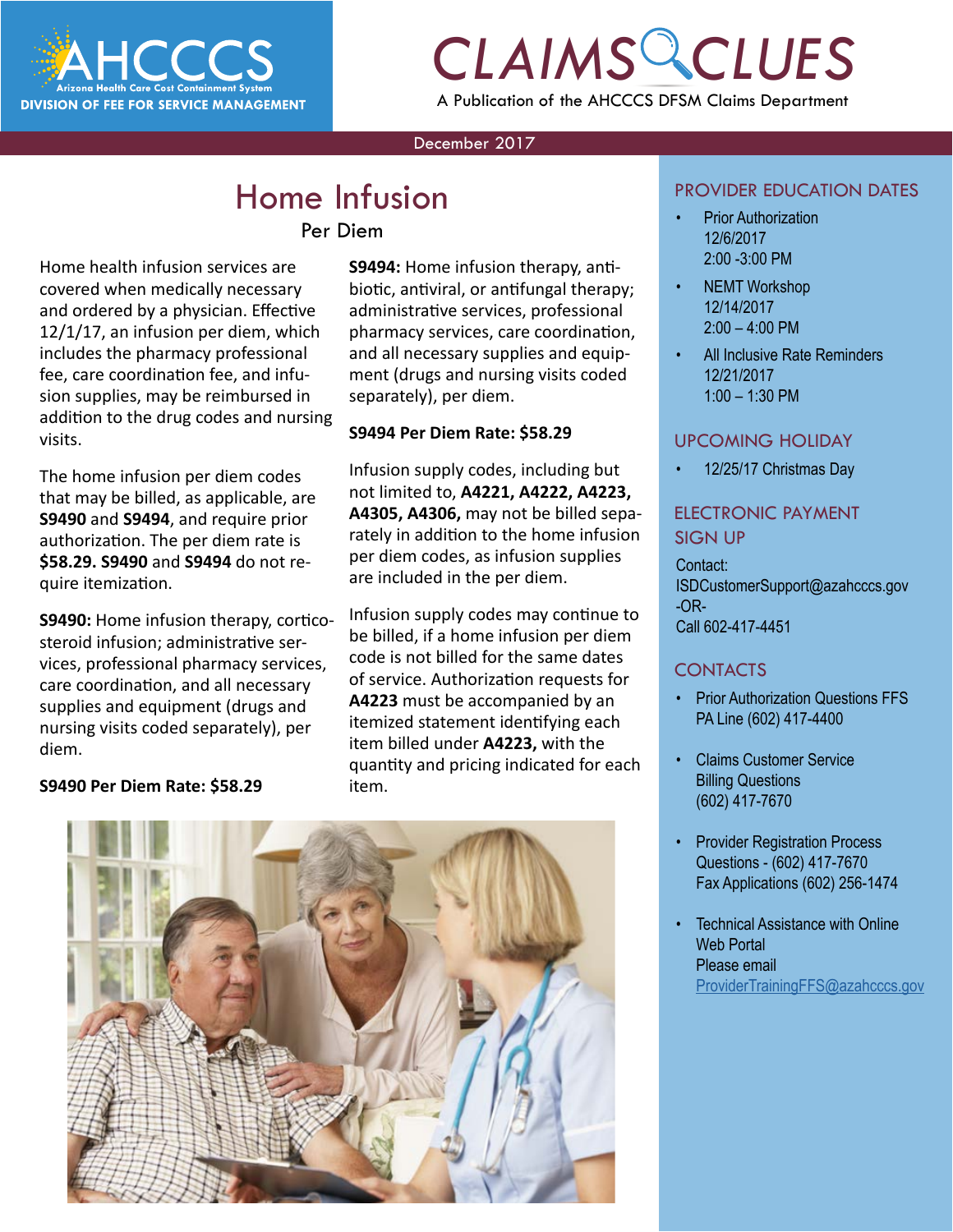AHCCCS
Arizona Health Care Cost Containment System
DIVISION OF FEE FOR SERVICE MANAGEMENT

# CLAIMS CLUES

A Publication of the AHCCCS DFSM Claims Department

December 2017

## Home Infusion

### Per Diem

Home health infusion services are covered when medically necessary and ordered by a physician. Effective 12/1/17, an infusion per diem, which includes the pharmacy professional fee, care coordination fee, and infusion supplies, may be reimbursed in addition to the drug codes and nursing visits.

The home infusion per diem codes that may be billed, as applicable, are **S9490** and **S9494**, and require prior authorization. The per diem rate is **$58.29. S9490** and **S9494** do not require itemization.

**S9490:** Home infusion therapy, corticosteroid infusion; administrative services, professional pharmacy services, care coordination, and all necessary supplies and equipment (drugs and nursing visits coded separately), per diem.

**S9490 Per Diem Rate: $58.29**

**S9494:** Home infusion therapy, antibiotic, antiviral, or antifungal therapy; administrative services, professional pharmacy services, care coordination, and all necessary supplies and equipment (drugs and nursing visits coded separately), per diem.

**S9494 Per Diem Rate: $58.29**

Infusion supply codes, including but not limited to, **A4221, A4222, A4223, A4305, A4306,** may not be billed separately in addition to the home infusion per diem codes, as infusion supplies are included in the per diem.

Infusion supply codes may continue to be billed, if a home infusion per diem code is not billed for the same dates of service. Authorization requests for **A4223** must be accompanied by an itemized statement identifying each item billed under **A4223,** with the quantity and pricing indicated for each item.

## PROVIDER EDUCATION DATES

- Prior Authorization
  12/6/2017
  2:00 -3:00 PM
- NEMT Workshop
  12/14/2017
  2:00 – 4:00 PM
- All Inclusive Rate Reminders
  12/21/2017
  1:00 – 1:30 PM

## UPCOMING HOLIDAY

- 12/25/17 Christmas Day

## ELECTRONIC PAYMENT SIGN UP

Contact:
ISDCustomerSupport@azahcccs.gov
-OR-
Call 602-417-4451

## CONTACTS

- Prior Authorization Questions FFS
  PA Line (602) 417-4400
- Claims Customer Service
  Billing Questions
  (602) 417-7670
- Provider Registration Process
  Questions - (602) 417-7670
  Fax Applications (602) 256-1474
- Technical Assistance with Online
  Web Portal
  Please email
  ProviderTrainingFFS@azahcccs.gov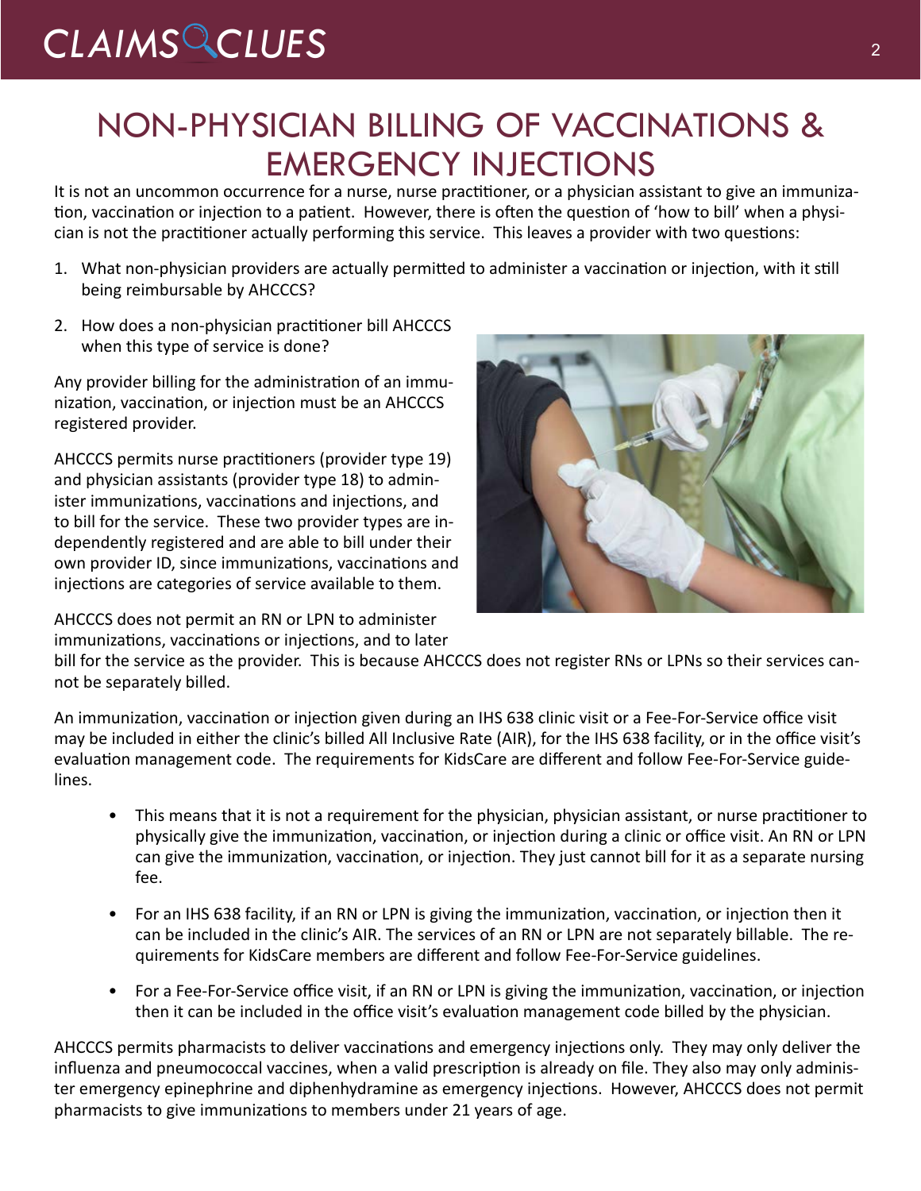# NON-PHYSICIAN BILLING OF VACCINATIONS & EMERGENCY INJECTIONS

It is not an uncommon occurrence for a nurse, nurse practitioner, or a physician assistant to give an immunization, vaccination or injection to a patient. However, there is often the question of 'how to bill' when a physician is not the practitioner actually performing this service. This leaves a provider with two questions:

1. What non-physician providers are actually permitted to administer a vaccination or injection, with it still being reimbursable by AHCCCS?
2. How does a non-physician practitioner bill AHCCCS when this type of service is done?

Any provider billing for the administration of an immunization, vaccination, or injection must be an AHCCCS registered provider.

AHCCCS permits nurse practitioners (provider type 19) and physician assistants (provider type 18) to administer immunizations, vaccinations and injections, and to bill for the service. These two provider types are independently registered and are able to bill under their own provider ID, since immunizations, vaccinations and injections are categories of service available to them.

AHCCCS does not permit an RN or LPN to administer immunizations, vaccinations or injections, and to later bill for the service as the provider. This is because AHCCCS does not register RNs or LPNs so their services cannot be separately billed.

An immunization, vaccination or injection given during an IHS 638 clinic visit or a Fee-For-Service office visit may be included in either the clinic's billed All Inclusive Rate (AIR), for the IHS 638 facility, or in the office visit's evaluation management code. The requirements for KidsCare are different and follow Fee-For-Service guidelines.

- This means that it is not a requirement for the physician, physician assistant, or nurse practitioner to physically give the immunization, vaccination, or injection during a clinic or office visit. An RN or LPN can give the immunization, vaccination, or injection. They just cannot bill for it as a separate nursing fee.
- For an IHS 638 facility, if an RN or LPN is giving the immunization, vaccination, or injection then it can be included in the clinic's AIR. The services of an RN or LPN are not separately billable. The requirements for KidsCare members are different and follow Fee-For-Service guidelines.
- For a Fee-For-Service office visit, if an RN or LPN is giving the immunization, vaccination, or injection then it can be included in the office visit's evaluation management code billed by the physician.

AHCCCS permits pharmacists to deliver vaccinations and emergency injections only. They may only deliver the influenza and pneumococcal vaccines, when a valid prescription is already on file. They also may only administer emergency epinephrine and diphenhydramine as emergency injections. However, AHCCCS does not permit pharmacists to give immunizations to members under 21 years of age.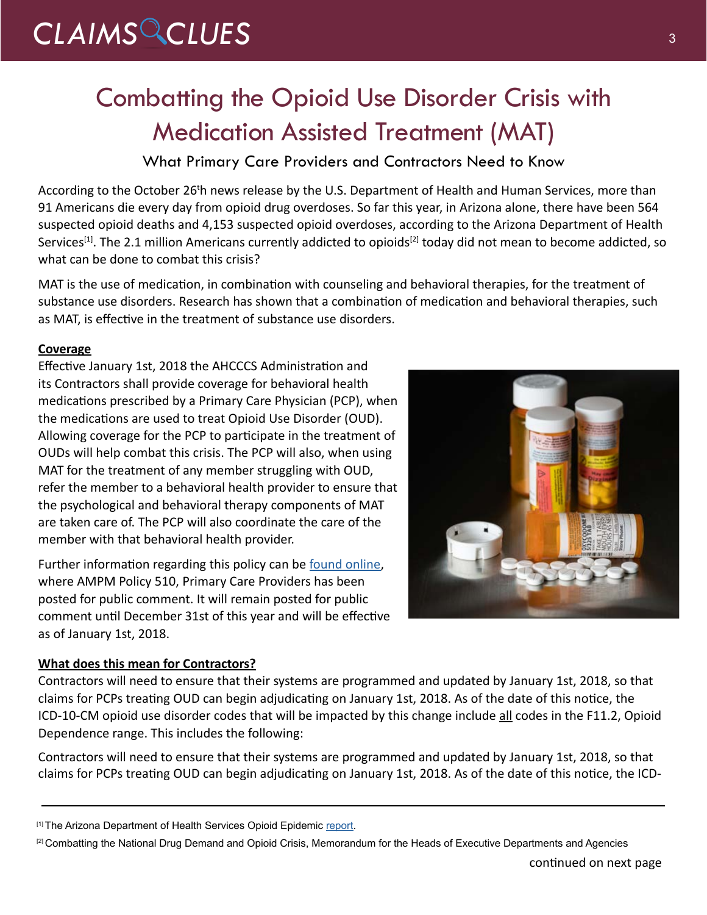# Combatting the Opioid Use Disorder Crisis with Medication Assisted Treatment (MAT)

### What Primary Care Providers and Contractors Need to Know

According to the October 26th news release by the U.S. Department of Health and Human Services, more than 91 Americans die every day from opioid drug overdoses. So far this year, in Arizona alone, there have been 564 suspected opioid deaths and 4,153 suspected opioid overdoses, according to the Arizona Department of Health Services[1]. The 2.1 million Americans currently addicted to opioids[2] today did not mean to become addicted, so what can be done to combat this crisis?

MAT is the use of medication, in combination with counseling and behavioral therapies, for the treatment of substance use disorders. Research has shown that a combination of medication and behavioral therapies, such as MAT, is effective in the treatment of substance use disorders.

**Coverage**

Effective January 1st, 2018 the AHCCCS Administration and its Contractors shall provide coverage for behavioral health medications prescribed by a Primary Care Physician (PCP), when the medications are used to treat Opioid Use Disorder (OUD). Allowing coverage for the PCP to participate in the treatment of OUDs will help combat this crisis. The PCP will also, when using MAT for the treatment of any member struggling with OUD, refer the member to a behavioral health provider to ensure that the psychological and behavioral therapy components of MAT are taken care of. The PCP will also coordinate the care of the member with that behavioral health provider.

Further information regarding this policy can be found online, where AMPM Policy 510, Primary Care Providers has been posted for public comment. It will remain posted for public comment until December 31st of this year and will be effective as of January 1st, 2018.

**What does this mean for Contractors?**

Contractors will need to ensure that their systems are programmed and updated by January 1st, 2018, so that claims for PCPs treating OUD can begin adjudicating on January 1st, 2018. As of the date of this notice, the ICD-10-CM opioid use disorder codes that will be impacted by this change include all codes in the F11.2, Opioid Dependence range. This includes the following:

Contractors will need to ensure that their systems are programmed and updated by January 1st, 2018, so that claims for PCPs treating OUD can begin adjudicating on January 1st, 2018. As of the date of this notice, the ICD-

---

[1] The Arizona Department of Health Services Opioid Epidemic report.

[2] Combatting the National Drug Demand and Opioid Crisis, Memorandum for the Heads of Executive Departments and Agencies

continued on next page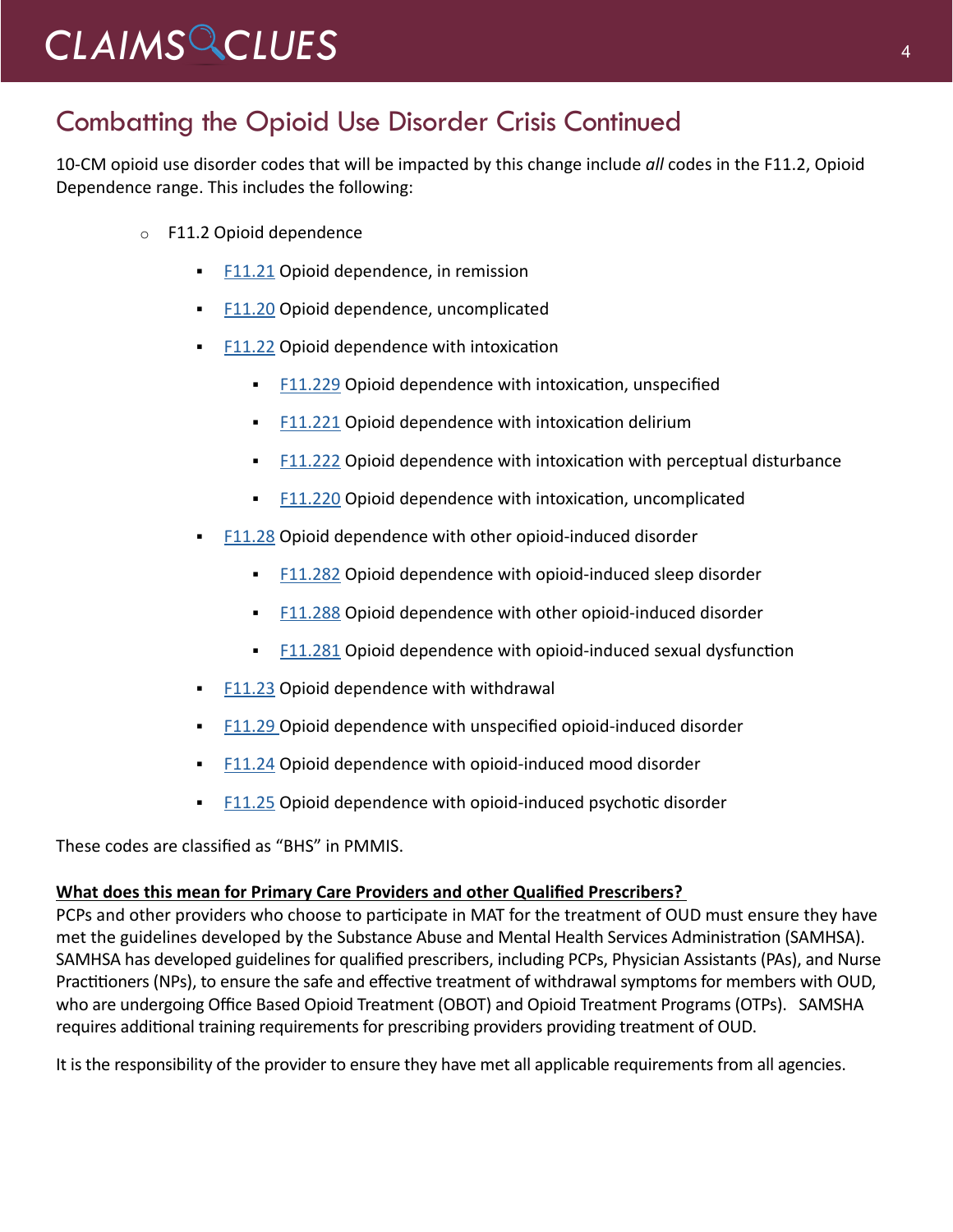## Combatting the Opioid Use Disorder Crisis Continued

10-CM opioid use disorder codes that will be impacted by this change include *all* codes in the F11.2, Opioid Dependence range. This includes the following:

- F11.2 Opioid dependence
  - F11.21 Opioid dependence, in remission
  - F11.20 Opioid dependence, uncomplicated
  - F11.22 Opioid dependence with intoxication
    - F11.229 Opioid dependence with intoxication, unspecified
    - F11.221 Opioid dependence with intoxication delirium
    - F11.222 Opioid dependence with intoxication with perceptual disturbance
    - F11.220 Opioid dependence with intoxication, uncomplicated
  - F11.28 Opioid dependence with other opioid-induced disorder
    - F11.282 Opioid dependence with opioid-induced sleep disorder
    - F11.288 Opioid dependence with other opioid-induced disorder
    - F11.281 Opioid dependence with opioid-induced sexual dysfunction
  - F11.23 Opioid dependence with withdrawal
  - F11.29 Opioid dependence with unspecified opioid-induced disorder
  - F11.24 Opioid dependence with opioid-induced mood disorder
  - F11.25 Opioid dependence with opioid-induced psychotic disorder

These codes are classified as "BHS" in PMMIS.

**What does this mean for Primary Care Providers and other Qualified Prescribers?**

PCPs and other providers who choose to participate in MAT for the treatment of OUD must ensure they have met the guidelines developed by the Substance Abuse and Mental Health Services Administration (SAMHSA). SAMHSA has developed guidelines for qualified prescribers, including PCPs, Physician Assistants (PAs), and Nurse Practitioners (NPs), to ensure the safe and effective treatment of withdrawal symptoms for members with OUD, who are undergoing Office Based Opioid Treatment (OBOT) and Opioid Treatment Programs (OTPs). SAMSHA requires additional training requirements for prescribing providers providing treatment of OUD.

It is the responsibility of the provider to ensure they have met all applicable requirements from all agencies.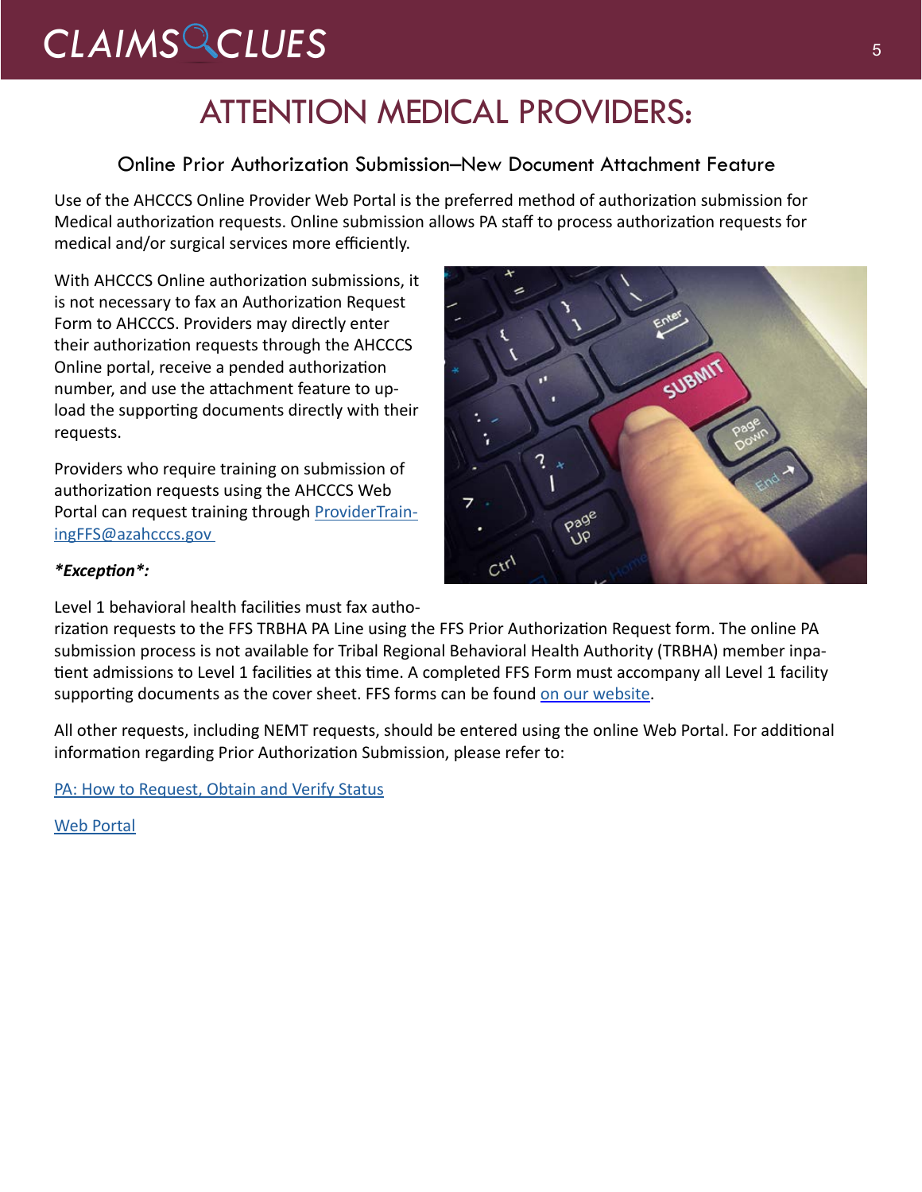# ATTENTION MEDICAL PROVIDERS:

## Online Prior Authorization Submission–New Document Attachment Feature

Use of the AHCCCS Online Provider Web Portal is the preferred method of authorization submission for Medical authorization requests. Online submission allows PA staff to process authorization requests for medical and/or surgical services more efficiently.

With AHCCCS Online authorization submissions, it is not necessary to fax an Authorization Request Form to AHCCCS. Providers may directly enter their authorization requests through the AHCCCS Online portal, receive a pended authorization number, and use the attachment feature to upload the supporting documents directly with their requests.

Providers who require training on submission of authorization requests using the AHCCCS Web Portal can request training through [ProviderTrainingFFS@azahcccs.gov](mailto:ProviderTrainingFFS@azahcccs.gov)

***Exception*:***

Level 1 behavioral health facilities must fax authorization requests to the FFS TRBHA PA Line using the FFS Prior Authorization Request form. The online PA submission process is not available for Tribal Regional Behavioral Health Authority (TRBHA) member inpatient admissions to Level 1 facilities at this time. A completed FFS Form must accompany all Level 1 facility supporting documents as the cover sheet. FFS forms can be found on our website.

All other requests, including NEMT requests, should be entered using the online Web Portal. For additional information regarding Prior Authorization Submission, please refer to:

PA: How to Request, Obtain and Verify Status

Web Portal